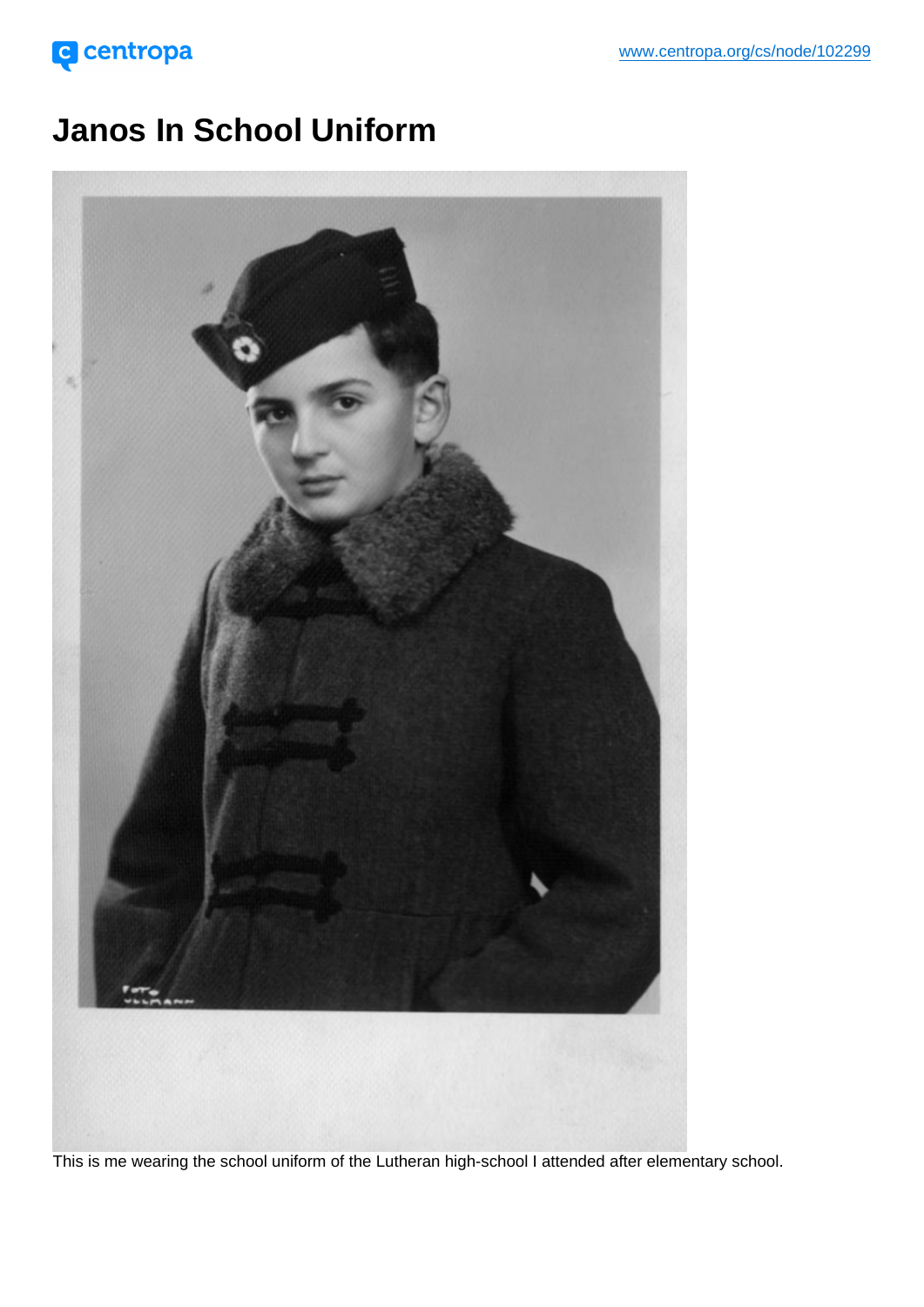# Janos In School Uniform

This is me wearing the school uniform of the Lutheran high-school I attended after elementary school.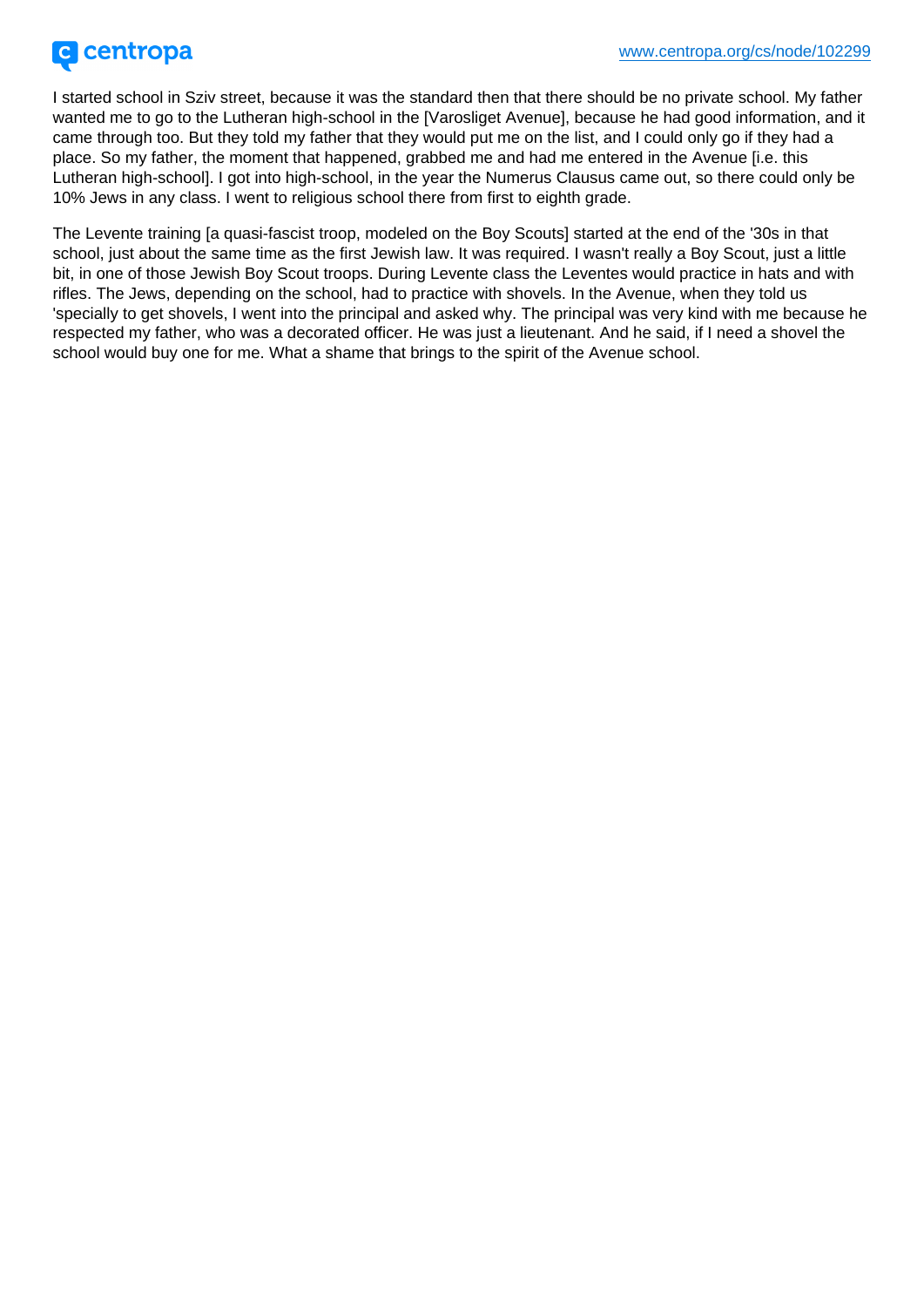I started school in Sziv street, because it was the standard then that there should be no private school. My father wanted me to go to the Lutheran high-school in the [Varosliget Avenue], because he had good information, and it came through too. But they told my father that they would put me on the list, and I could only go if they had a place. So my father, the moment that happened, grabbed me and had me entered in the Avenue [i.e. this Lutheran high-school]. I got into high-school, in the year the Numerus Clausus came out, so there could only be 10% Jews in any class. I went to religious school there from first to eighth grade.

The Levente training [a quasi-fascist troop, modeled on the Boy Scouts] started at the end of the '30s in that school, just about the same time as the first Jewish law. It was required. I wasn't really a Boy Scout, just a little bit, in one of those Jewish Boy Scout troops. During Levente class the Leventes would practice in hats and with rifles. The Jews, depending on the school, had to practice with shovels. In the Avenue, when they told us 'specially to get shovels, I went into the principal and asked why. The principal was very kind with me because he respected my father, who was a decorated officer. He was just a lieutenant. And he said, if I need a shovel the school would buy one for me. What a shame that brings to the spirit of the Avenue school.